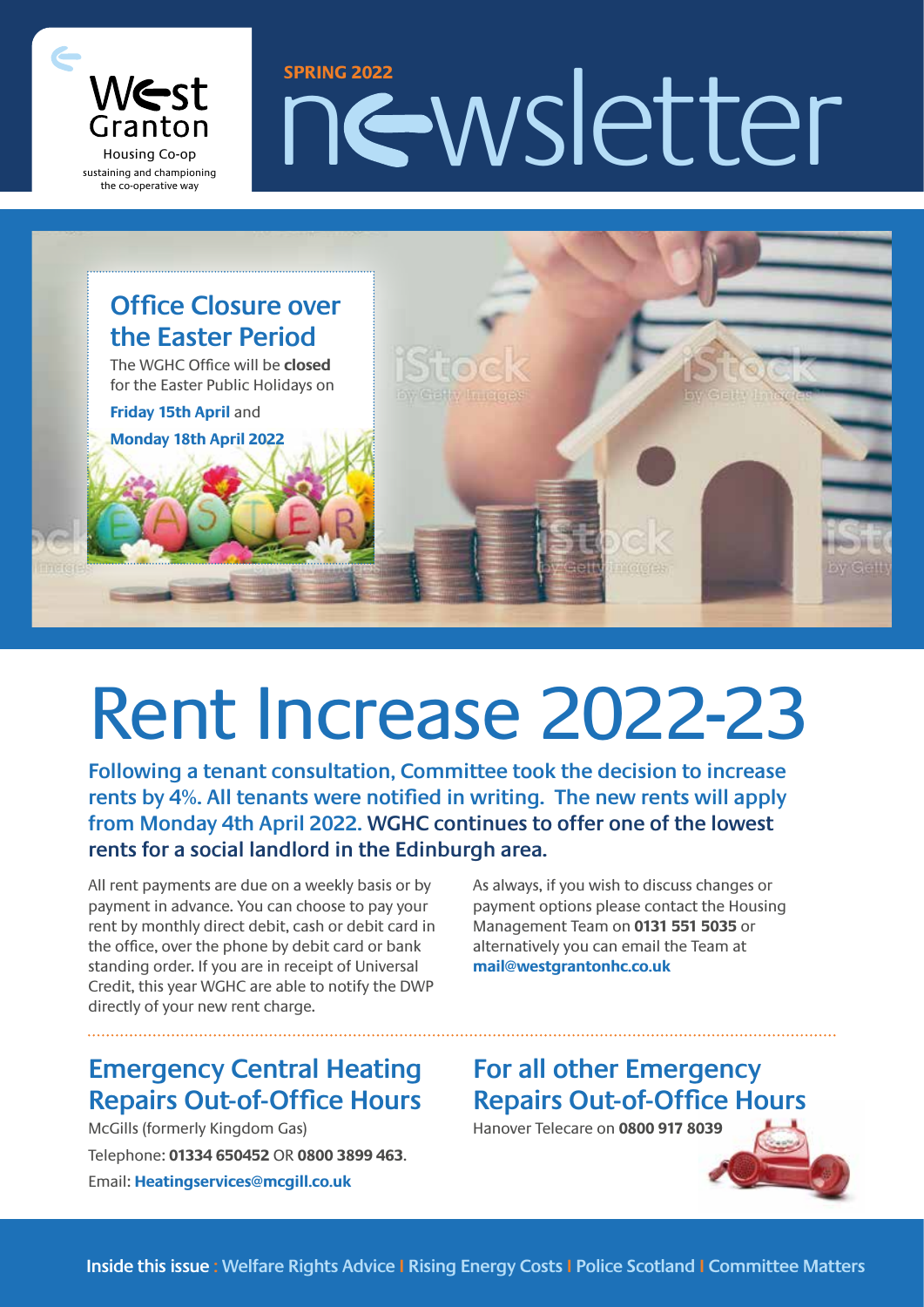West Granton Housing Co-op
sustaining and championing the co-operative way

SPRING 2022

# newsletter

## Office Closure over the Easter Period

The WGHC Office will be **closed** for the Easter Public Holidays on

**Friday 15th April** and

**Monday 18th April 2022**

# Rent Increase 2022-23

**Following a tenant consultation, Committee took the decision to increase rents by 4%. All tenants were notified in writing. The new rents will apply from Monday 4th April 2022. WGHC continues to offer one of the lowest rents for a social landlord in the Edinburgh area.**

All rent payments are due on a weekly basis or by payment in advance. You can choose to pay your rent by monthly direct debit, cash or debit card in the office, over the phone by debit card or bank standing order. If you are in receipt of Universal Credit, this year WGHC are able to notify the DWP directly of your new rent charge.

As always, if you wish to discuss changes or payment options please contact the Housing Management Team on **0131 551 5035** or alternatively you can email the Team at **mail@westgrantonhc.co.uk**

## Emergency Central Heating Repairs Out-of-Office Hours

McGills (formerly Kingdom Gas)

Telephone: **01334 650452** OR **0800 3899 463**.

Email: **Heatingservices@mcgill.co.uk**

## For all other Emergency Repairs Out-of-Office Hours

Hanover Telecare on **0800 917 8039**

**Inside this issue :** Welfare Rights Advice | Rising Energy Costs | Police Scotland | Committee Matters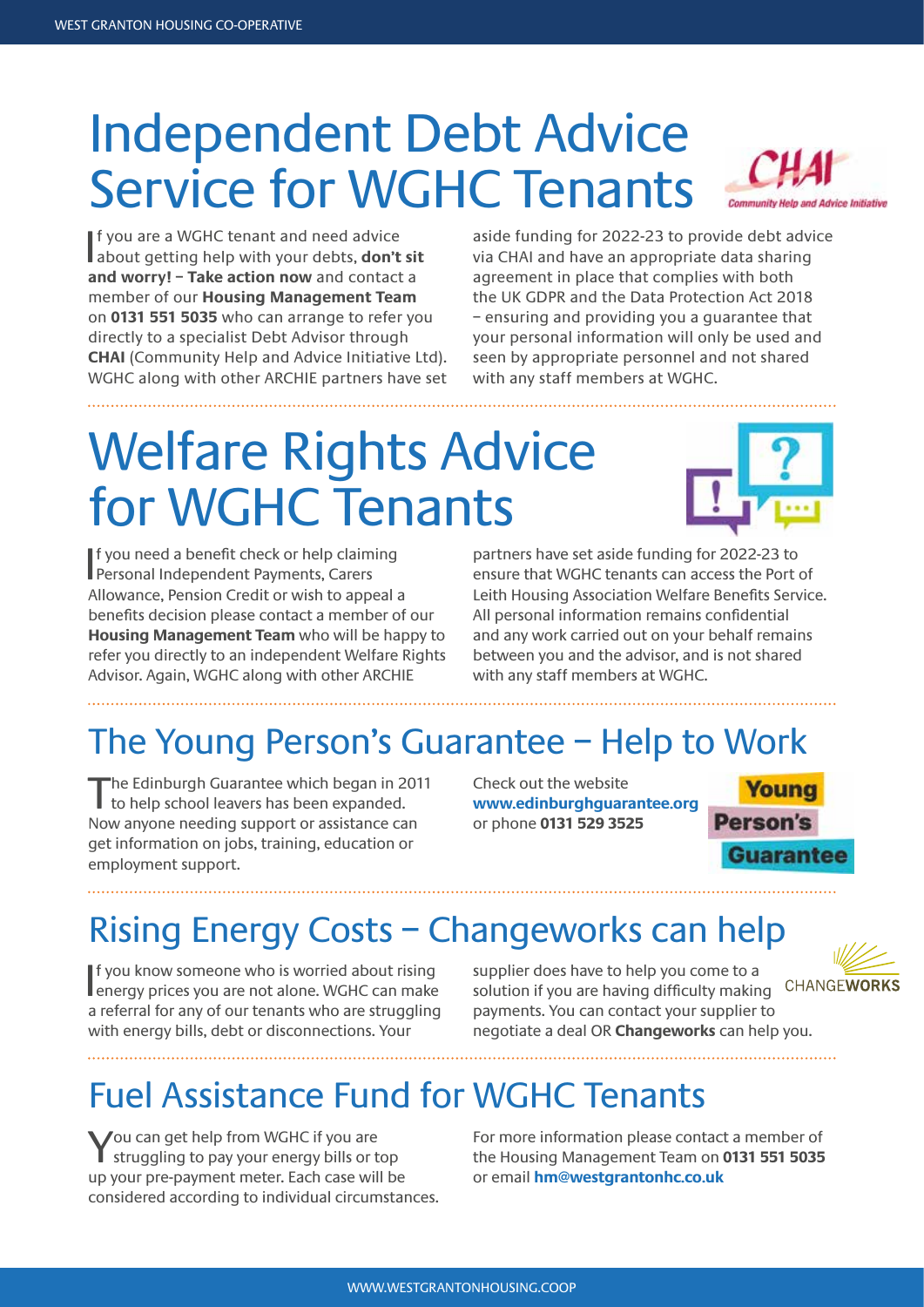# Independent Debt Advice Service for WGHC Tenants

If you are a WGHC tenant and need advice about getting help with your debts, **don't sit and worry! – Take action now** and contact a member of our **Housing Management Team** on **0131 551 5035** who can arrange to refer you directly to a specialist Debt Advisor through **CHAI** (Community Help and Advice Initiative Ltd). WGHC along with other ARCHIE partners have set aside funding for 2022-23 to provide debt advice via CHAI and have an appropriate data sharing agreement in place that complies with both the UK GDPR and the Data Protection Act 2018 – ensuring and providing you a guarantee that your personal information will only be used and seen by appropriate personnel and not shared with any staff members at WGHC.

# Welfare Rights Advice for WGHC Tenants

If you need a benefit check or help claiming Personal Independent Payments, Carers Allowance, Pension Credit or wish to appeal a benefits decision please contact a member of our **Housing Management Team** who will be happy to refer you directly to an independent Welfare Rights Advisor. Again, WGHC along with other ARCHIE partners have set aside funding for 2022-23 to ensure that WGHC tenants can access the Port of Leith Housing Association Welfare Benefits Service. All personal information remains confidential and any work carried out on your behalf remains between you and the advisor, and is not shared with any staff members at WGHC.

## The Young Person's Guarantee – Help to Work

The Edinburgh Guarantee which began in 2011 to help school leavers has been expanded. Now anyone needing support or assistance can get information on jobs, training, education or employment support.

Check out the website **www.edinburghguarantee.org** or phone **0131 529 3525**

## Rising Energy Costs – Changeworks can help

If you know someone who is worried about rising energy prices you are not alone. WGHC can make a referral for any of our tenants who are struggling with energy bills, debt or disconnections. Your supplier does have to help you come to a solution if you are having difficulty making payments. You can contact your supplier to negotiate a deal OR **Changeworks** can help you.

## Fuel Assistance Fund for WGHC Tenants

You can get help from WGHC if you are struggling to pay your energy bills or top up your pre-payment meter. Each case will be considered according to individual circumstances.

For more information please contact a member of the Housing Management Team on **0131 551 5035** or email **hm@westgrantonhc.co.uk**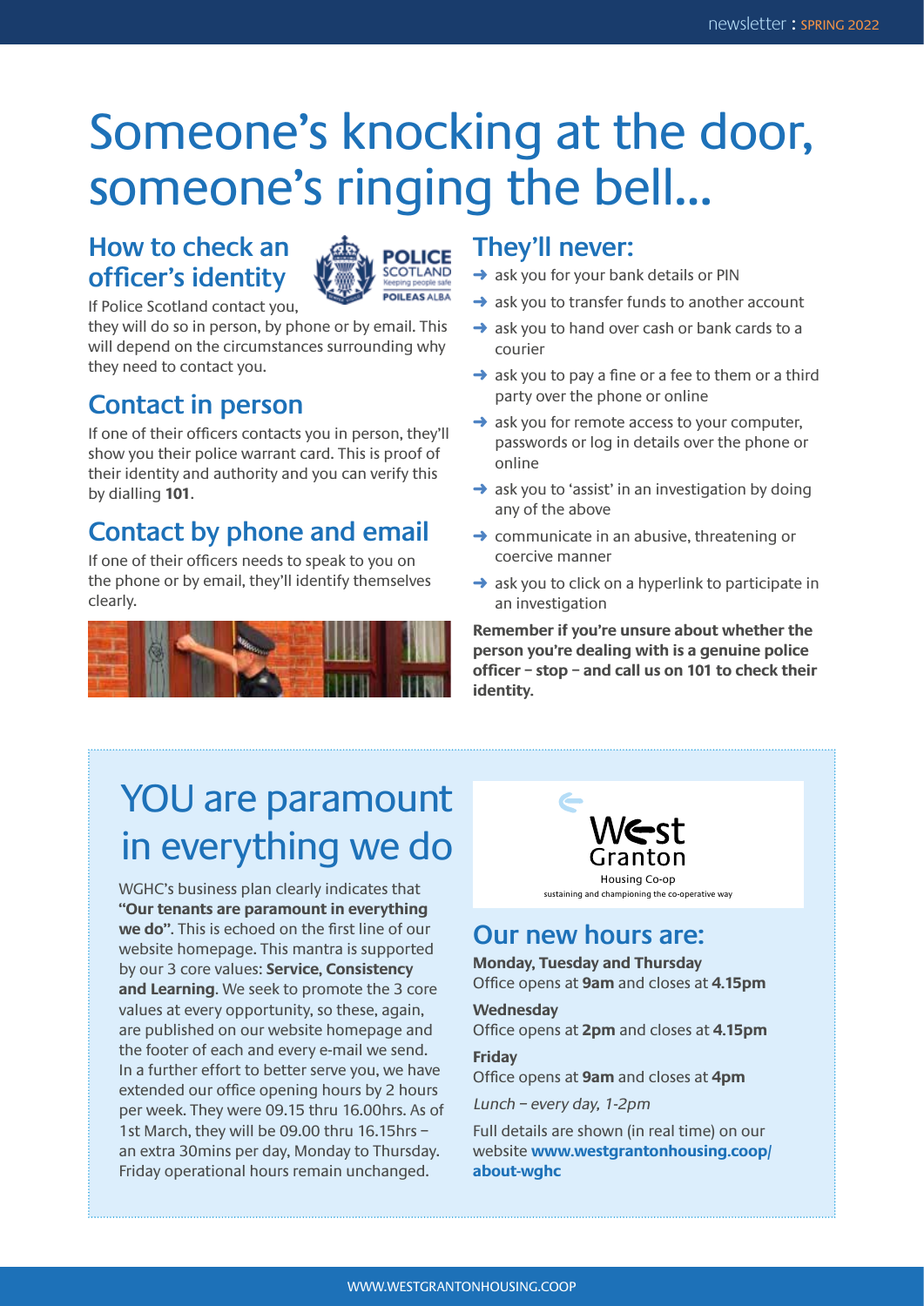# Someone's knocking at the door, someone's ringing the bell...

## How to check an officer's identity

If Police Scotland contact you, they will do so in person, by phone or by email. This will depend on the circumstances surrounding why they need to contact you.

## Contact in person

If one of their officers contacts you in person, they'll show you their police warrant card. This is proof of their identity and authority and you can verify this by dialling **101**.

## Contact by phone and email

If one of their officers needs to speak to you on the phone or by email, they'll identify themselves clearly.

## They'll never:

- ask you for your bank details or PIN
- ask you to transfer funds to another account
- ask you to hand over cash or bank cards to a courier
- ask you to pay a fine or a fee to them or a third party over the phone or online
- ask you for remote access to your computer, passwords or log in details over the phone or online
- ask you to 'assist' in an investigation by doing any of the above
- communicate in an abusive, threatening or coercive manner
- ask you to click on a hyperlink to participate in an investigation

**Remember if you're unsure about whether the person you're dealing with is a genuine police officer – stop – and call us on 101 to check their identity.**

# YOU are paramount in everything we do

WGHC's business plan clearly indicates that **"Our tenants are paramount in everything we do"**. This is echoed on the first line of our website homepage. This mantra is supported by our 3 core values: **Service, Consistency and Learning**. We seek to promote the 3 core values at every opportunity, so these, again, are published on our website homepage and the footer of each and every e-mail we send. In a further effort to better serve you, we have extended our office opening hours by 2 hours per week. They were 09.15 thru 16.00hrs. As of 1st March, they will be 09.00 thru 16.15hrs – an extra 30mins per day, Monday to Thursday. Friday operational hours remain unchanged.

West Granton Housing Co-op
sustaining and championing the co-operative way

## Our new hours are:

**Monday, Tuesday and Thursday**
Office opens at **9am** and closes at **4.15pm**

**Wednesday**
Office opens at **2pm** and closes at **4.15pm**

**Friday**
Office opens at **9am** and closes at **4pm**

*Lunch – every day, 1-2pm*

Full details are shown (in real time) on our website **www.westgrantonhousing.coop/about-wghc**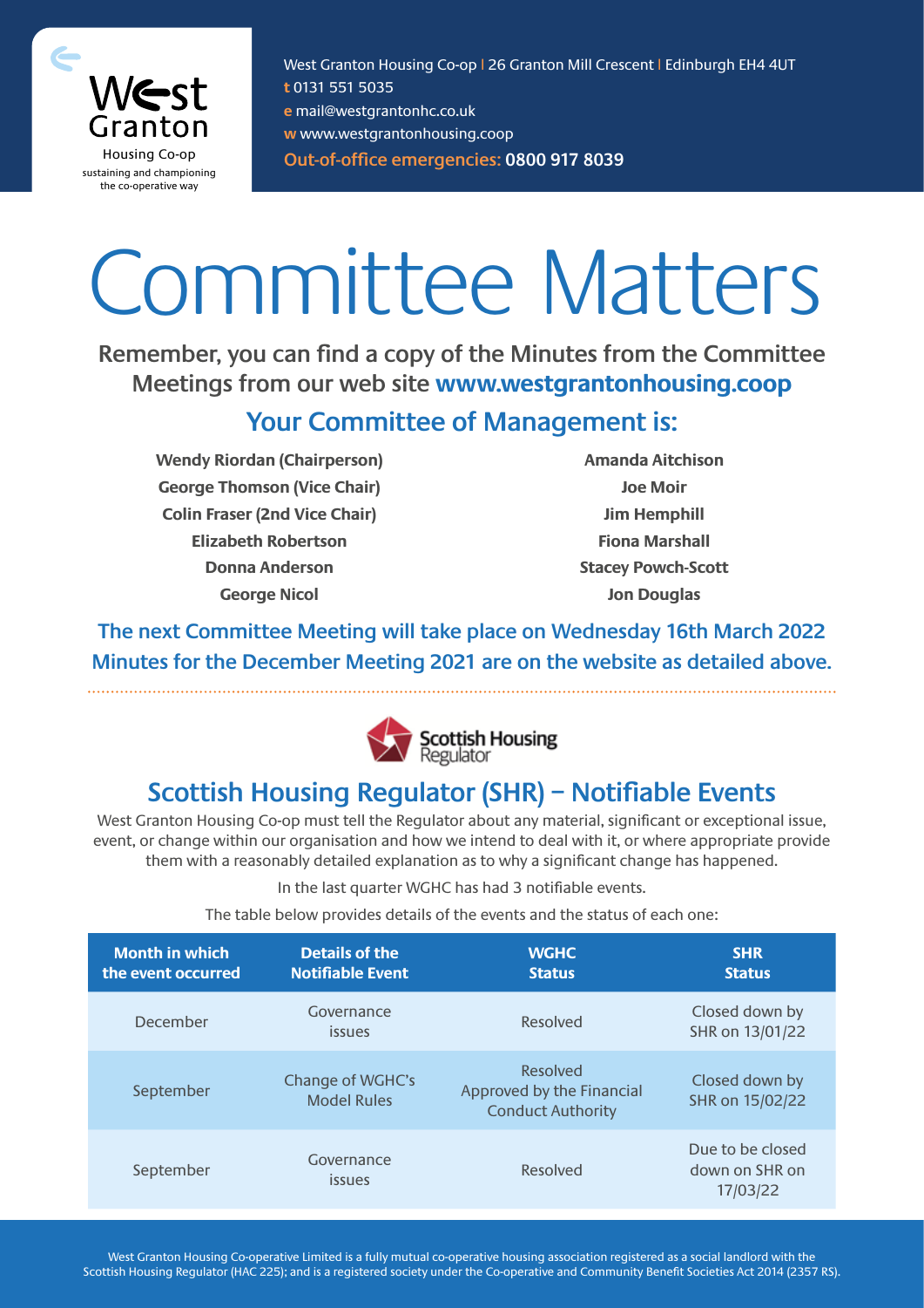West Granton Housing Co-op | 26 Granton Mill Crescent | Edinburgh EH4 4UT
**t** 0131 551 5035
**e** mail@westgrantonhc.co.uk
**w** www.westgrantonhousing.coop
**Out-of-office emergencies: 0800 917 8039**

West Granton Housing Co-op
sustaining and championing the co-operative way

# Committee Matters

**Remember, you can find a copy of the Minutes from the Committee Meetings from our web site www.westgrantonhousing.coop**

## Your Committee of Management is:

**Wendy Riordan (Chairperson)**
**George Thomson (Vice Chair)**
**Colin Fraser (2nd Vice Chair)**
**Elizabeth Robertson**
**Donna Anderson**
**George Nicol**
**Amanda Aitchison**
**Joe Moir**
**Jim Hemphill**
**Fiona Marshall**
**Stacey Powch-Scott**
**Jon Douglas**

**The next Committee Meeting will take place on Wednesday 16th March 2022**
**Minutes for the December Meeting 2021 are on the website as detailed above.**

Scottish Housing Regulator

## Scottish Housing Regulator (SHR) – Notifiable Events

West Granton Housing Co-op must tell the Regulator about any material, significant or exceptional issue, event, or change within our organisation and how we intend to deal with it, or where appropriate provide them with a reasonably detailed explanation as to why a significant change has happened.

In the last quarter WGHC has had 3 notifiable events.

The table below provides details of the events and the status of each one:

| Month in which the event occurred | Details of the Notifiable Event | WGHC Status | SHR Status |
|---|---|---|---|
| December | Governance issues | Resolved | Closed down by SHR on 13/01/22 |
| September | Change of WGHC's Model Rules | Resolved Approved by the Financial Conduct Authority | Closed down by SHR on 15/02/22 |
| September | Governance issues | Resolved | Due to be closed down on SHR on 17/03/22 |

West Granton Housing Co-operative Limited is a fully mutual co-operative housing association registered as a social landlord with the Scottish Housing Regulator (HAC 225); and is a registered society under the Co-operative and Community Benefit Societies Act 2014 (2357 RS).